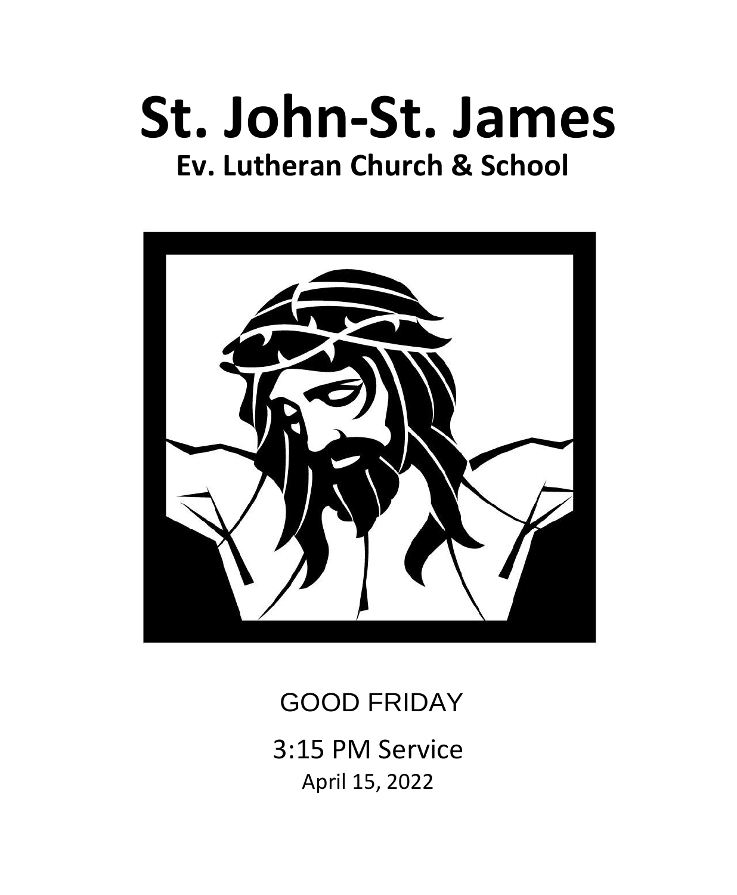# St. John-St. James

## Ev. Lutheran Church & School

GOOD FRIDAY

3:15 PM Service

April 15, 2022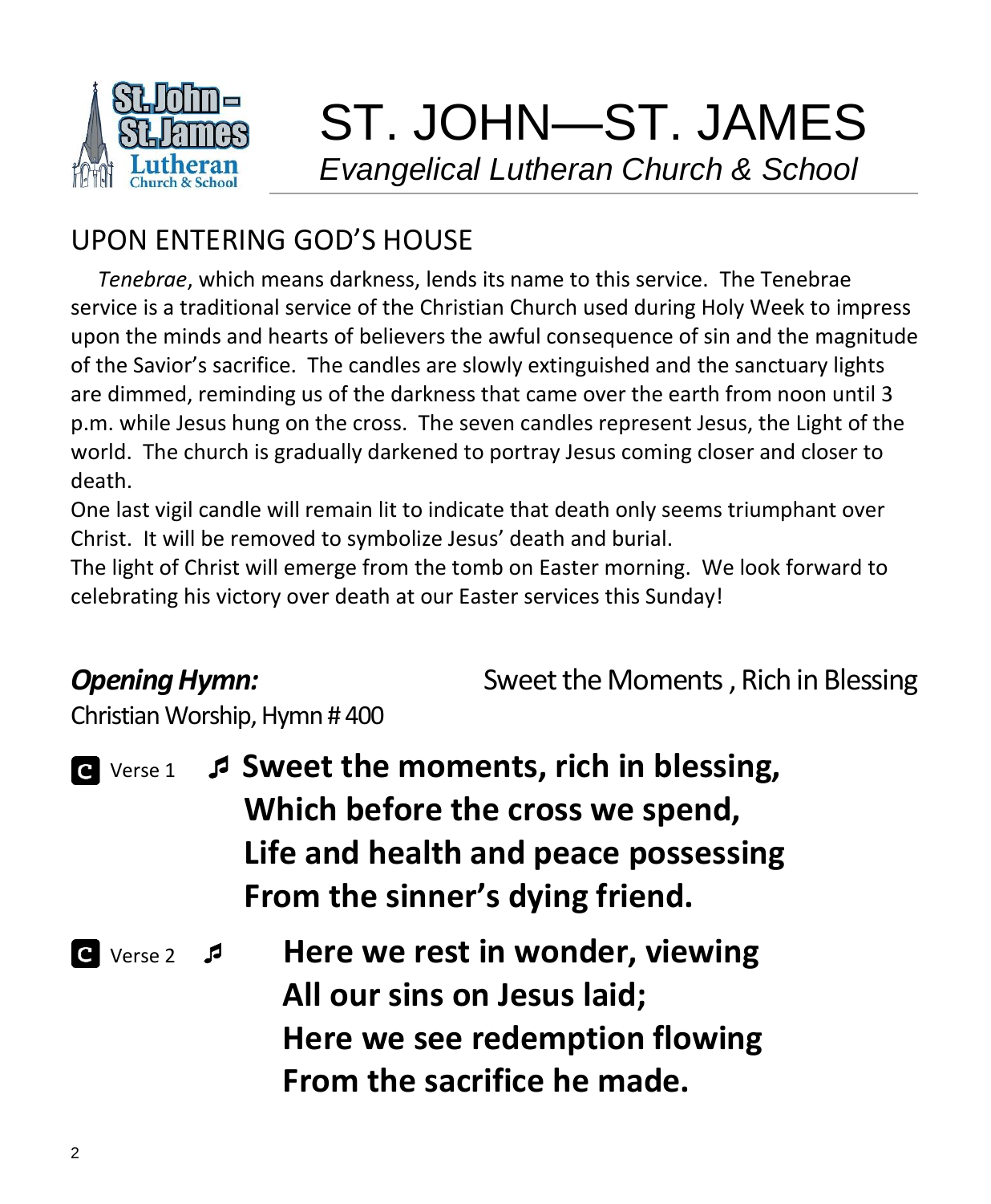# ST. JOHN—ST. JAMES

*Evangelical Lutheran Church & School*

## UPON ENTERING GOD'S HOUSE

*Tenebrae*, which means darkness, lends its name to this service. The Tenebrae service is a traditional service of the Christian Church used during Holy Week to impress upon the minds and hearts of believers the awful consequence of sin and the magnitude of the Savior's sacrifice. The candles are slowly extinguished and the sanctuary lights are dimmed, reminding us of the darkness that came over the earth from noon until 3 p.m. while Jesus hung on the cross. The seven candles represent Jesus, the Light of the world. The church is gradually darkened to portray Jesus coming closer and closer to death.

One last vigil candle will remain lit to indicate that death only seems triumphant over Christ. It will be removed to symbolize Jesus' death and burial.

The light of Christ will emerge from the tomb on Easter morning. We look forward to celebrating his victory over death at our Easter services this Sunday!

***Opening Hymn:*** Sweet the Moments , Rich in Blessing

Christian Worship, Hymn # 400

**C** Verse 1 ♬ **Sweet the moments, rich in blessing,**
**Which before the cross we spend,**
**Life and health and peace possessing**
**From the sinner's dying friend.**

**C** Verse 2 ♬ **Here we rest in wonder, viewing**
**All our sins on Jesus laid;**
**Here we see redemption flowing**
**From the sacrifice he made.**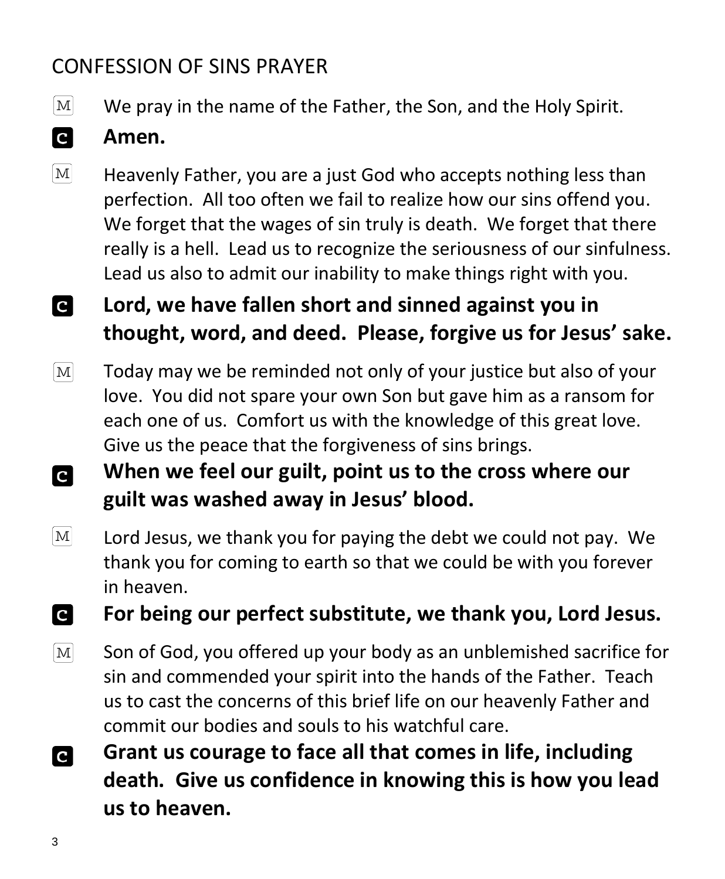## CONFESSION OF SINS PRAYER

M We pray in the name of the Father, the Son, and the Holy Spirit.

**C Amen.**

M Heavenly Father, you are a just God who accepts nothing less than perfection. All too often we fail to realize how our sins offend you. We forget that the wages of sin truly is death. We forget that there really is a hell. Lead us to recognize the seriousness of our sinfulness. Lead us also to admit our inability to make things right with you.

**C Lord, we have fallen short and sinned against you in thought, word, and deed. Please, forgive us for Jesus' sake.**

M Today may we be reminded not only of your justice but also of your love. You did not spare your own Son but gave him as a ransom for each one of us. Comfort us with the knowledge of this great love. Give us the peace that the forgiveness of sins brings.

**C When we feel our guilt, point us to the cross where our guilt was washed away in Jesus' blood.**

M Lord Jesus, we thank you for paying the debt we could not pay. We thank you for coming to earth so that we could be with you forever in heaven.

**C For being our perfect substitute, we thank you, Lord Jesus.**

M Son of God, you offered up your body as an unblemished sacrifice for sin and commended your spirit into the hands of the Father. Teach us to cast the concerns of this brief life on our heavenly Father and commit our bodies and souls to his watchful care.

**C Grant us courage to face all that comes in life, including death. Give us confidence in knowing this is how you lead us to heaven.**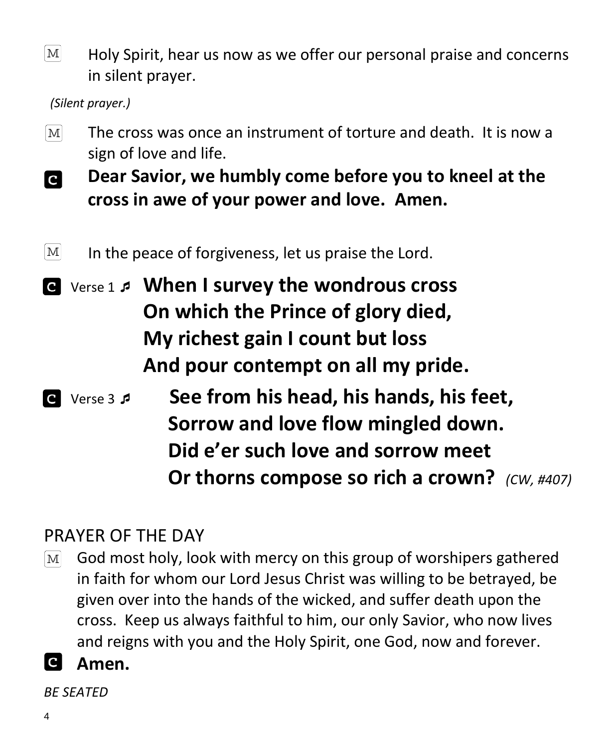M Holy Spirit, hear us now as we offer our personal praise and concerns in silent prayer.

*(Silent prayer.)*

M The cross was once an instrument of torture and death. It is now a sign of love and life.

C **Dear Savior, we humbly come before you to kneel at the cross in awe of your power and love. Amen.**

M In the peace of forgiveness, let us praise the Lord.

C Verse 1 ♬ **When I survey the wondrous cross**
**On which the Prince of glory died,**
**My richest gain I count but loss**
**And pour contempt on all my pride.**

C Verse 3 ♬ **See from his head, his hands, his feet,**
**Sorrow and love flow mingled down.**
**Did e'er such love and sorrow meet**
**Or thorns compose so rich a crown?** *(CW, #407)*

## PRAYER OF THE DAY

M God most holy, look with mercy on this group of worshipers gathered in faith for whom our Lord Jesus Christ was willing to be betrayed, be given over into the hands of the wicked, and suffer death upon the cross. Keep us always faithful to him, our only Savior, who now lives and reigns with you and the Holy Spirit, one God, now and forever.

C **Amen.**

*BE SEATED*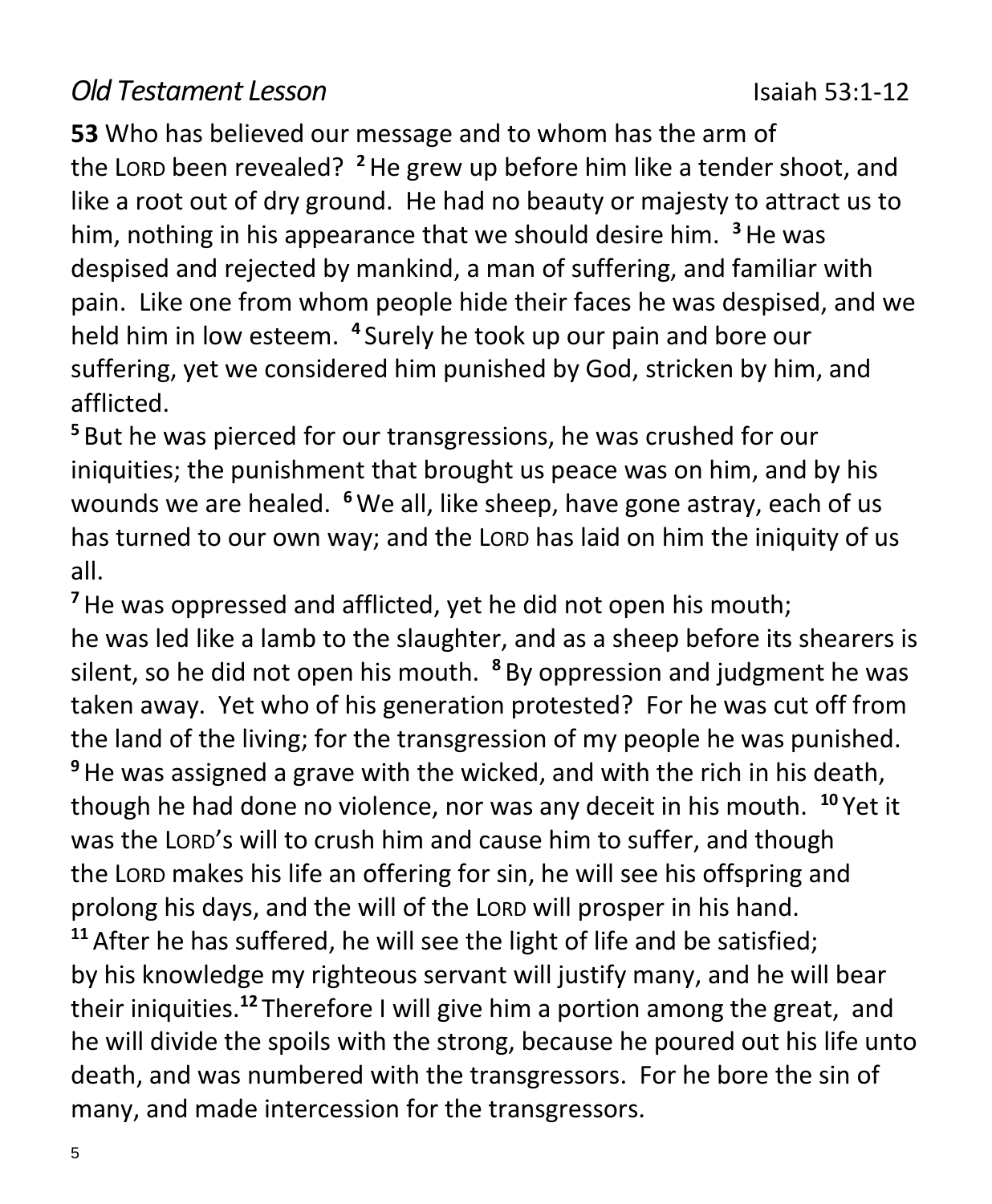## *Old Testament Lesson* Isaiah 53:1-12

**53** Who has believed our message and to whom has the arm of the LORD been revealed? [2] He grew up before him like a tender shoot, and like a root out of dry ground. He had no beauty or majesty to attract us to him, nothing in his appearance that we should desire him. [3] He was despised and rejected by mankind, a man of suffering, and familiar with pain. Like one from whom people hide their faces he was despised, and we held him in low esteem. [4] Surely he took up our pain and bore our suffering, yet we considered him punished by God, stricken by him, and afflicted.

[5] But he was pierced for our transgressions, he was crushed for our iniquities; the punishment that brought us peace was on him, and by his wounds we are healed. [6] We all, like sheep, have gone astray, each of us has turned to our own way; and the LORD has laid on him the iniquity of us all.

[7] He was oppressed and afflicted, yet he did not open his mouth; he was led like a lamb to the slaughter, and as a sheep before its shearers is silent, so he did not open his mouth. [8] By oppression and judgment he was taken away. Yet who of his generation protested? For he was cut off from the land of the living; for the transgression of my people he was punished. [9] He was assigned a grave with the wicked, and with the rich in his death, though he had done no violence, nor was any deceit in his mouth. [10] Yet it was the LORD's will to crush him and cause him to suffer, and though the LORD makes his life an offering for sin, he will see his offspring and prolong his days, and the will of the LORD will prosper in his hand. [11] After he has suffered, he will see the light of life and be satisfied; by his knowledge my righteous servant will justify many, and he will bear their iniquities.[12] Therefore I will give him a portion among the great, and he will divide the spoils with the strong, because he poured out his life unto death, and was numbered with the transgressors. For he bore the sin of many, and made intercession for the transgressors.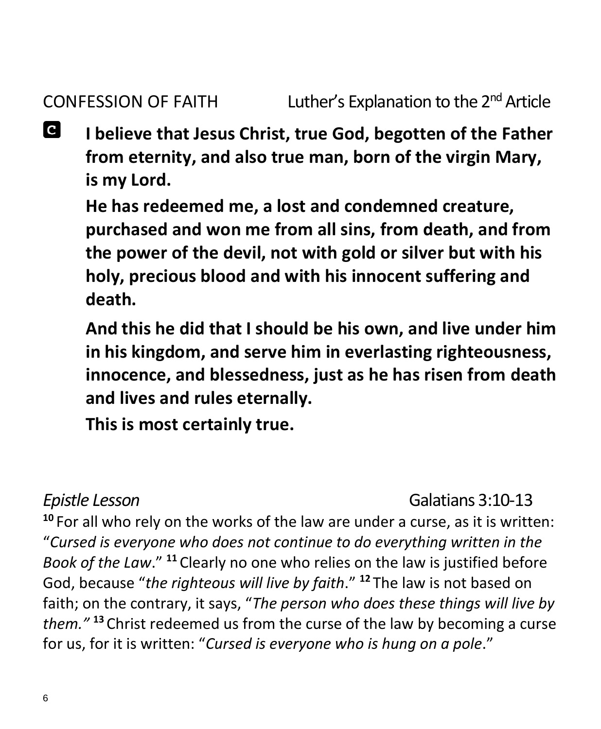CONFESSION OF FAITH Luther's Explanation to the 2nd Article

**C** **I believe that Jesus Christ, true God, begotten of the Father from eternity, and also true man, born of the virgin Mary, is my Lord.**

**He has redeemed me, a lost and condemned creature, purchased and won me from all sins, from death, and from the power of the devil, not with gold or silver but with his holy, precious blood and with his innocent suffering and death.**

**And this he did that I should be his own, and live under him in his kingdom, and serve him in everlasting righteousness, innocence, and blessedness, just as he has risen from death and lives and rules eternally.**

**This is most certainly true.**

*Epistle Lesson* Galatians 3:10-13

[10] For all who rely on the works of the law are under a curse, as it is written: "*Cursed is everyone who does not continue to do everything written in the Book of the Law*." [11] Clearly no one who relies on the law is justified before God, because "*the righteous will live by faith*." [12] The law is not based on faith; on the contrary, it says, "*The person who does these things will live by them."* [13] Christ redeemed us from the curse of the law by becoming a curse for us, for it is written: "*Cursed is everyone who is hung on a pole*."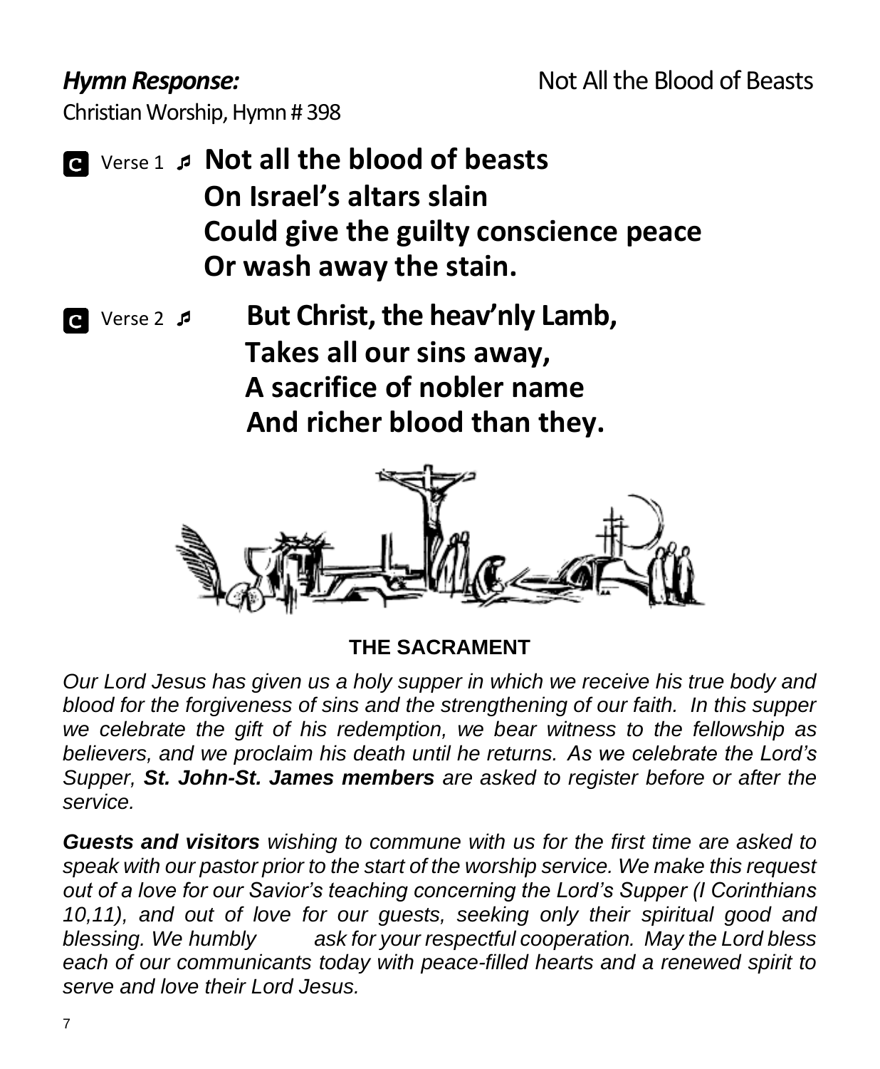***Hymn Response:*** Not All the Blood of Beasts

Christian Worship, Hymn # 398

**C** Verse 1 ♬ **Not all the blood of beasts**
**On Israel's altars slain**
**Could give the guilty conscience peace**
**Or wash away the stain.**

**C** Verse 2 ♬ **But Christ, the heav'nly Lamb,**
**Takes all our sins away,**
**A sacrifice of nobler name**
**And richer blood than they.**

## THE SACRAMENT

*Our Lord Jesus has given us a holy supper in which we receive his true body and blood for the forgiveness of sins and the strengthening of our faith. In this supper we celebrate the gift of his redemption, we bear witness to the fellowship as believers, and we proclaim his death until he returns. As we celebrate the Lord's Supper,* ***St. John-St. James members*** *are asked to register before or after the service.*

***Guests and visitors*** *wishing to commune with us for the first time are asked to speak with our pastor prior to the start of the worship service. We make this request out of a love for our Savior's teaching concerning the Lord's Supper (I Corinthians 10,11), and out of love for our guests, seeking only their spiritual good and blessing. We humbly ask for your respectful cooperation. May the Lord bless each of our communicants today with peace-filled hearts and a renewed spirit to serve and love their Lord Jesus.*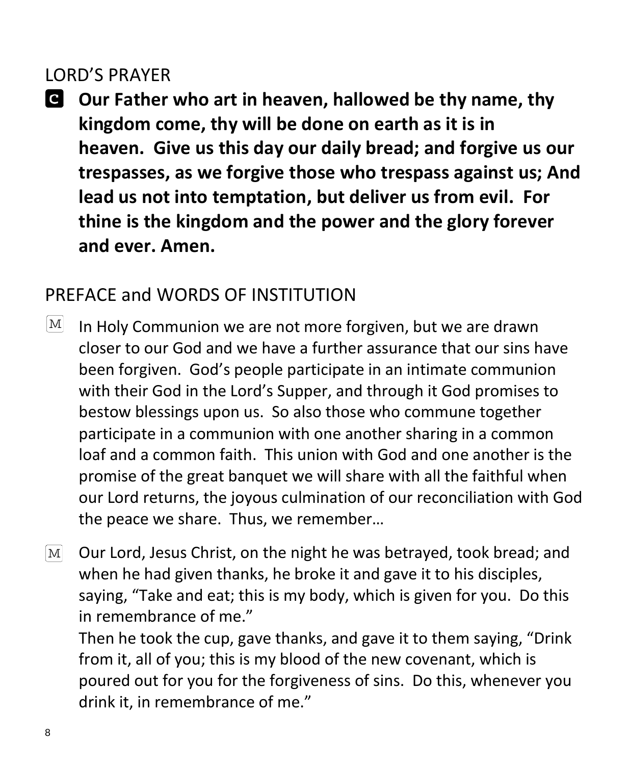## LORD'S PRAYER

**C** **Our Father who art in heaven, hallowed be thy name, thy kingdom come, thy will be done on earth as it is in heaven. Give us this day our daily bread; and forgive us our trespasses, as we forgive those who trespass against us; And lead us not into temptation, but deliver us from evil. For thine is the kingdom and the power and the glory forever and ever. Amen.**

## PREFACE and WORDS OF INSTITUTION

M In Holy Communion we are not more forgiven, but we are drawn closer to our God and we have a further assurance that our sins have been forgiven. God's people participate in an intimate communion with their God in the Lord's Supper, and through it God promises to bestow blessings upon us. So also those who commune together participate in a communion with one another sharing in a common loaf and a common faith. This union with God and one another is the promise of the great banquet we will share with all the faithful when our Lord returns, the joyous culmination of our reconciliation with God the peace we share. Thus, we remember…

M Our Lord, Jesus Christ, on the night he was betrayed, took bread; and when he had given thanks, he broke it and gave it to his disciples, saying, "Take and eat; this is my body, which is given for you. Do this in remembrance of me."
Then he took the cup, gave thanks, and gave it to them saying, "Drink from it, all of you; this is my blood of the new covenant, which is poured out for you for the forgiveness of sins. Do this, whenever you drink it, in remembrance of me."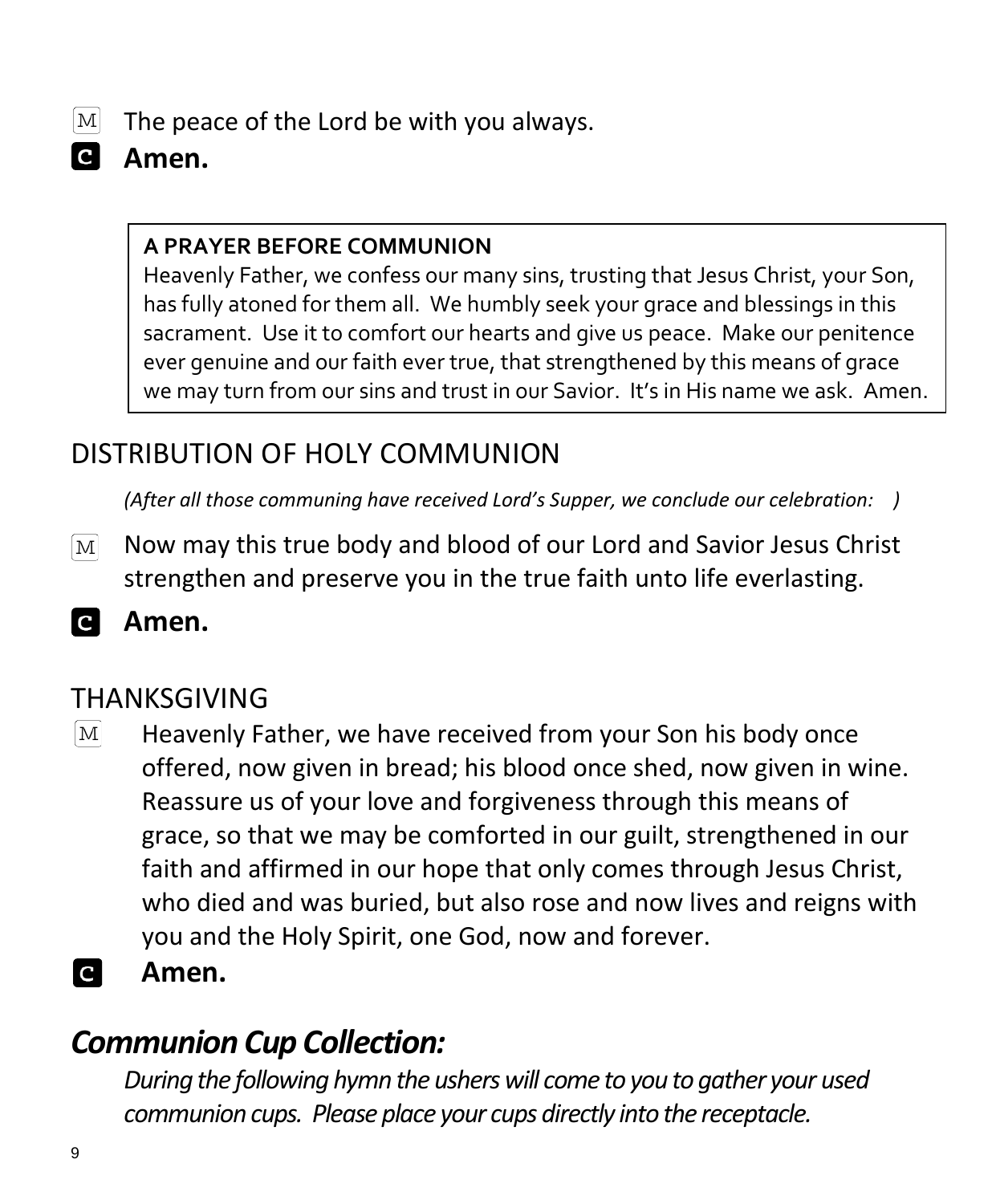M The peace of the Lord be with you always.

**C Amen.**

> **A PRAYER BEFORE COMMUNION**
> Heavenly Father, we confess our many sins, trusting that Jesus Christ, your Son, has fully atoned for them all. We humbly seek your grace and blessings in this sacrament. Use it to comfort our hearts and give us peace. Make our penitence ever genuine and our faith ever true, that strengthened by this means of grace we may turn from our sins and trust in our Savior. It's in His name we ask. Amen.

## DISTRIBUTION OF HOLY COMMUNION

*(After all those communing have received Lord's Supper, we conclude our celebration: )*

M Now may this true body and blood of our Lord and Savior Jesus Christ strengthen and preserve you in the true faith unto life everlasting.

**C Amen.**

## THANKSGIVING

M Heavenly Father, we have received from your Son his body once offered, now given in bread; his blood once shed, now given in wine. Reassure us of your love and forgiveness through this means of grace, so that we may be comforted in our guilt, strengthened in our faith and affirmed in our hope that only comes through Jesus Christ, who died and was buried, but also rose and now lives and reigns with you and the Holy Spirit, one God, now and forever.

**C Amen.**

## ***Communion Cup Collection:***

*During the following hymn the ushers will come to you to gather your used communion cups. Please place your cups directly into the receptacle.*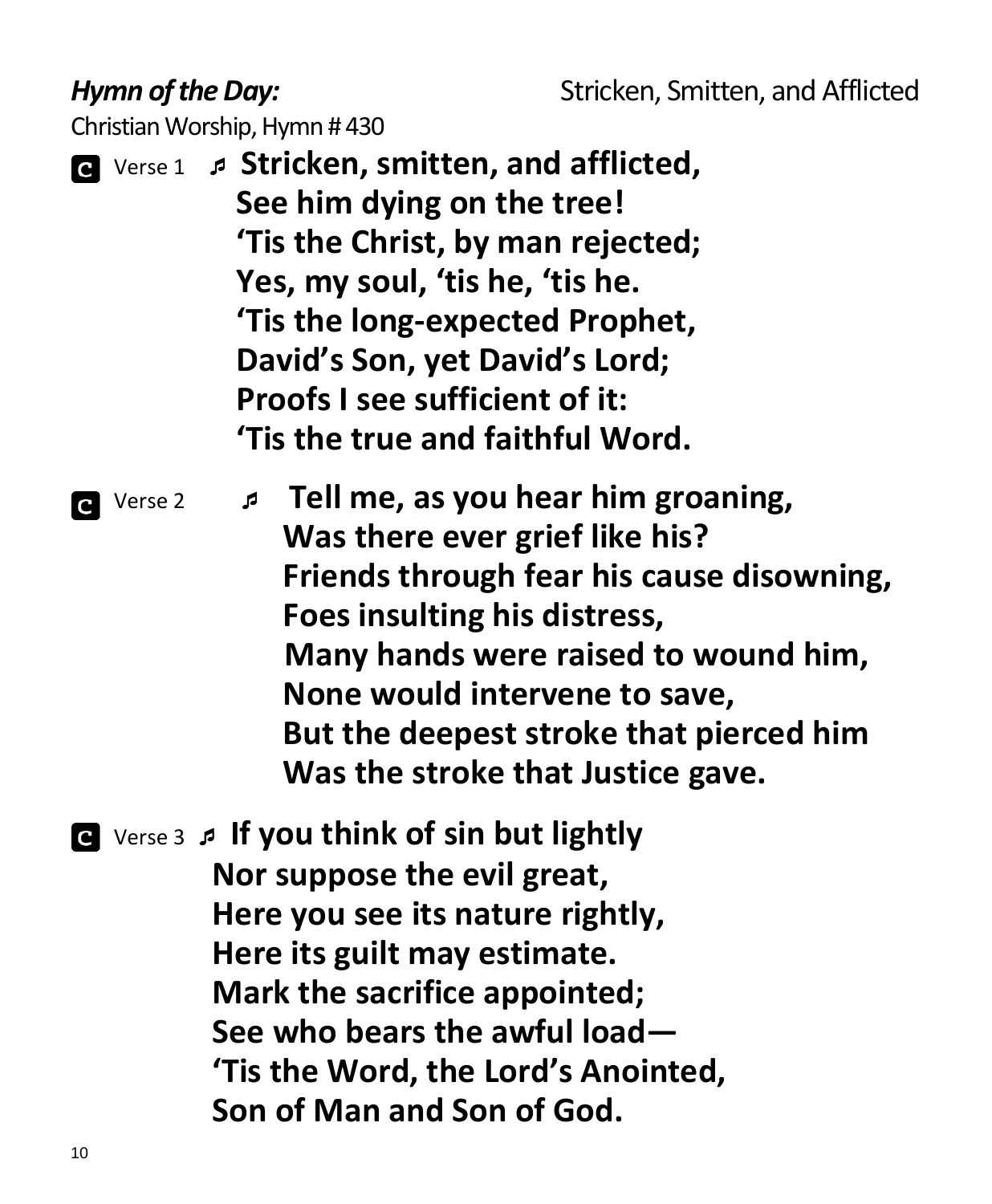***Hymn of the Day:*** Stricken, Smitten, and Afflicted

Christian Worship, Hymn # 430

**C** Verse 1 ♬ **Stricken, smitten, and afflicted,**
**See him dying on the tree!**
**'Tis the Christ, by man rejected;**
**Yes, my soul, 'tis he, 'tis he.**
**'Tis the long-expected Prophet,**
**David's Son, yet David's Lord;**
**Proofs I see sufficient of it:**
**'Tis the true and faithful Word.**

**C** Verse 2 ♬ **Tell me, as you hear him groaning,**
**Was there ever grief like his?**
**Friends through fear his cause disowning,**
**Foes insulting his distress,**
**Many hands were raised to wound him,**
**None would intervene to save,**
**But the deepest stroke that pierced him**
**Was the stroke that Justice gave.**

**C** Verse 3 ♬ **If you think of sin but lightly**
**Nor suppose the evil great,**
**Here you see its nature rightly,**
**Here its guilt may estimate.**
**Mark the sacrifice appointed;**
**See who bears the awful load—**
**'Tis the Word, the Lord's Anointed,**
**Son of Man and Son of God.**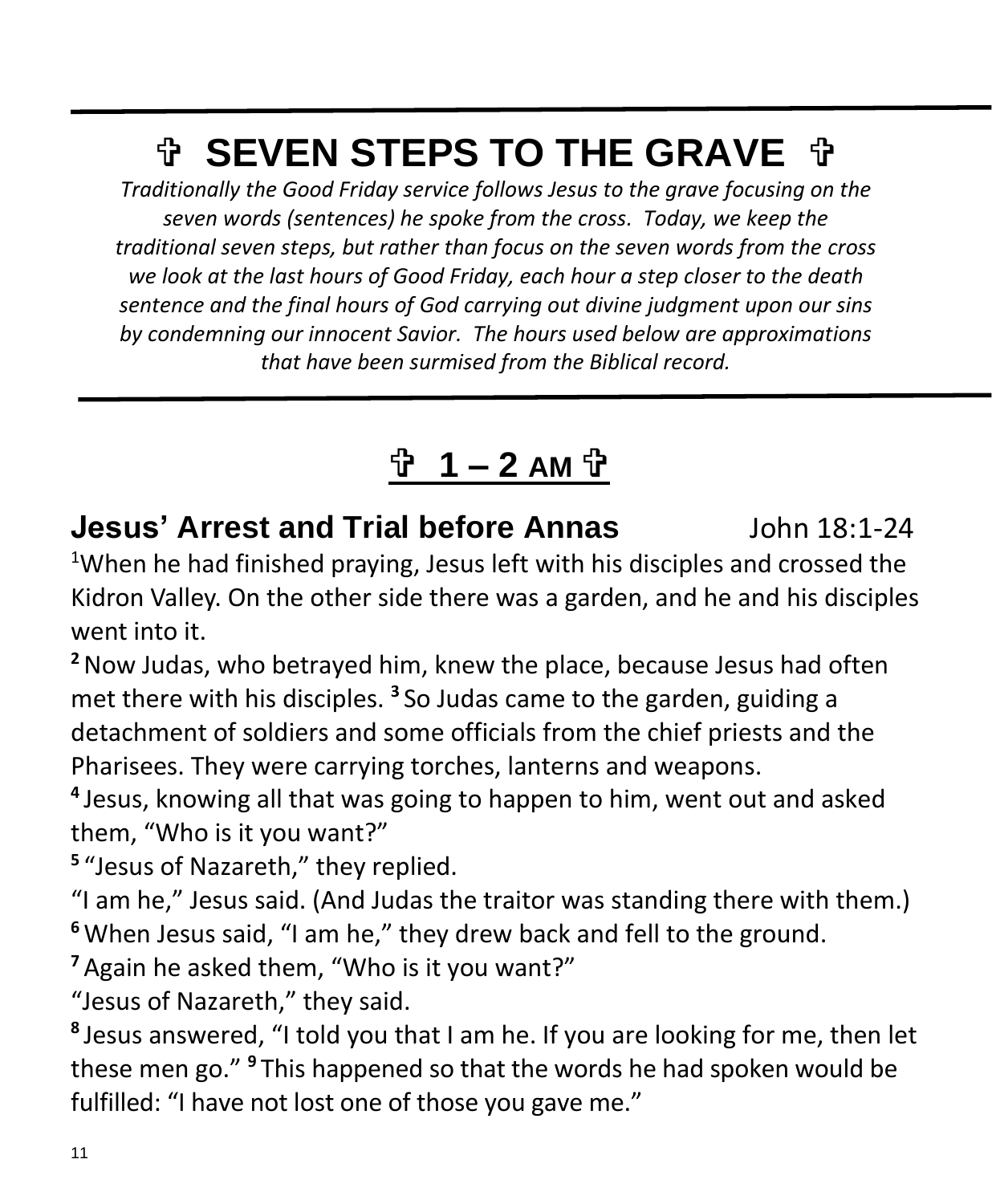# ✞ SEVEN STEPS TO THE GRAVE ✞

*Traditionally the Good Friday service follows Jesus to the grave focusing on the seven words (sentences) he spoke from the cross. Today, we keep the traditional seven steps, but rather than focus on the seven words from the cross we look at the last hours of Good Friday, each hour a step closer to the death sentence and the final hours of God carrying out divine judgment upon our sins by condemning our innocent Savior. The hours used below are approximations that have been surmised from the Biblical record.*

## ✞ 1 – 2 AM ✞

### Jesus' Arrest and Trial before Annas — John 18:1-24

[1]When he had finished praying, Jesus left with his disciples and crossed the Kidron Valley. On the other side there was a garden, and he and his disciples went into it.

**2** Now Judas, who betrayed him, knew the place, because Jesus had often met there with his disciples. **3** So Judas came to the garden, guiding a detachment of soldiers and some officials from the chief priests and the Pharisees. They were carrying torches, lanterns and weapons.

**4** Jesus, knowing all that was going to happen to him, went out and asked them, "Who is it you want?"

**5** "Jesus of Nazareth," they replied.

"I am he," Jesus said. (And Judas the traitor was standing there with them.)

**6** When Jesus said, "I am he," they drew back and fell to the ground.

**7** Again he asked them, "Who is it you want?"

"Jesus of Nazareth," they said.

**8** Jesus answered, "I told you that I am he. If you are looking for me, then let these men go." **9** This happened so that the words he had spoken would be fulfilled: "I have not lost one of those you gave me."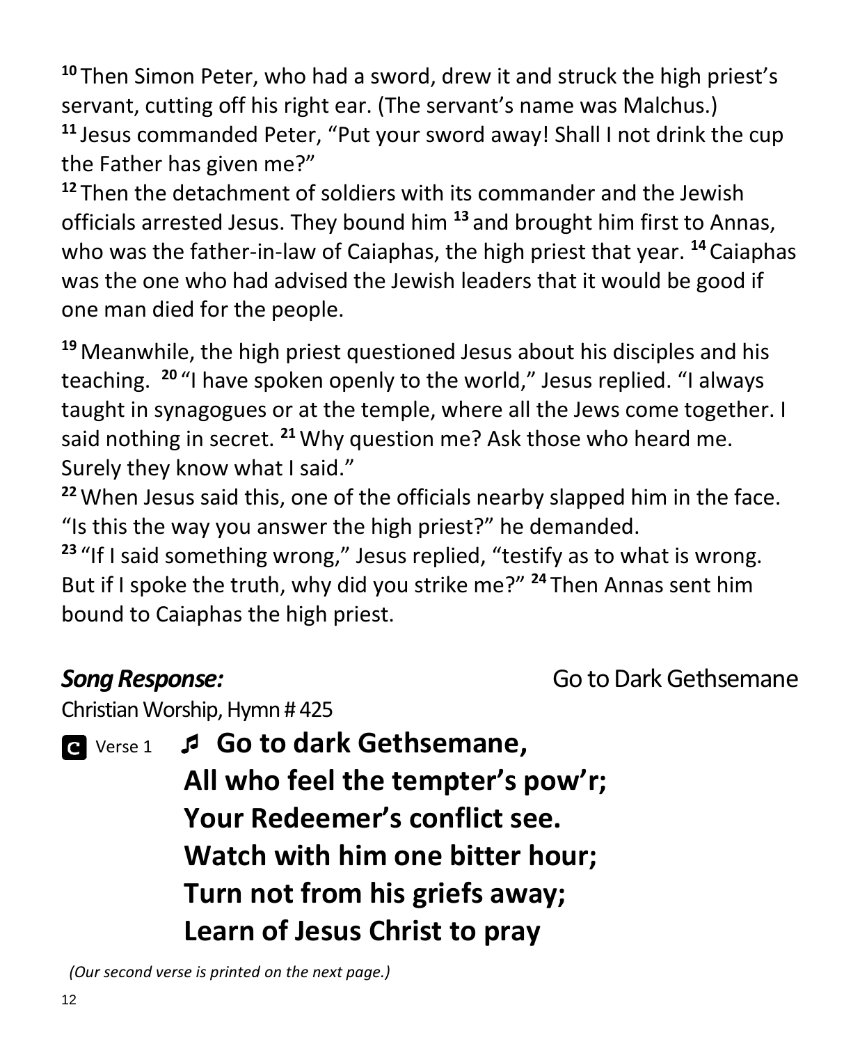[10] Then Simon Peter, who had a sword, drew it and struck the high priest's servant, cutting off his right ear. (The servant's name was Malchus.) [11] Jesus commanded Peter, "Put your sword away! Shall I not drink the cup the Father has given me?"
[12] Then the detachment of soldiers with its commander and the Jewish officials arrested Jesus. They bound him [13] and brought him first to Annas, who was the father-in-law of Caiaphas, the high priest that year. [14] Caiaphas was the one who had advised the Jewish leaders that it would be good if one man died for the people.

[19] Meanwhile, the high priest questioned Jesus about his disciples and his teaching. [20] "I have spoken openly to the world," Jesus replied. "I always taught in synagogues or at the temple, where all the Jews come together. I said nothing in secret. [21] Why question me? Ask those who heard me. Surely they know what I said."
[22] When Jesus said this, one of the officials nearby slapped him in the face. "Is this the way you answer the high priest?" he demanded.
[23] "If I said something wrong," Jesus replied, "testify as to what is wrong. But if I spoke the truth, why did you strike me?" [24] Then Annas sent him bound to Caiaphas the high priest.

***Song Response:*** Go to Dark Gethsemane

Christian Worship, Hymn # 425

**C** Verse 1 ♬ **Go to dark Gethsemane,**
**All who feel the tempter's pow'r;**
**Your Redeemer's conflict see.**
**Watch with him one bitter hour;**
**Turn not from his griefs away;**
**Learn of Jesus Christ to pray**

*(Our second verse is printed on the next page.)*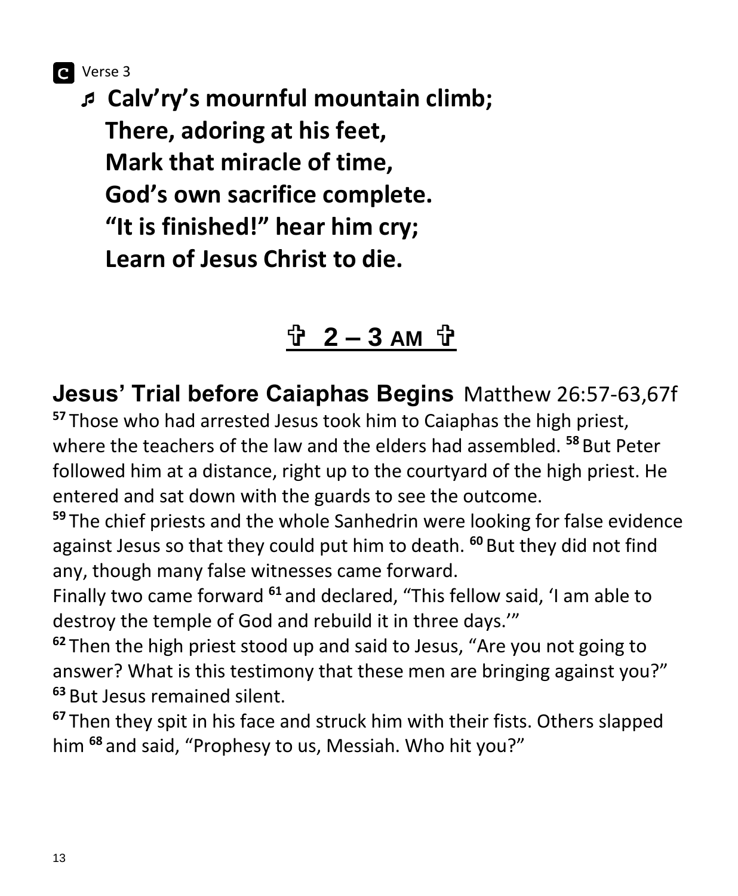**C** Verse 3

♫ **Calv'ry's mournful mountain climb;**
**There, adoring at his feet,**
**Mark that miracle of time,**
**God's own sacrifice complete.**
**"It is finished!" hear him cry;**
**Learn of Jesus Christ to die.**

## ✞ 2 – 3 AM ✞

**Jesus' Trial before Caiaphas Begins** Matthew 26:57-63,67f

[57] Those who had arrested Jesus took him to Caiaphas the high priest, where the teachers of the law and the elders had assembled. [58] But Peter followed him at a distance, right up to the courtyard of the high priest. He entered and sat down with the guards to see the outcome.

[59] The chief priests and the whole Sanhedrin were looking for false evidence against Jesus so that they could put him to death. [60] But they did not find any, though many false witnesses came forward.

Finally two came forward [61] and declared, "This fellow said, 'I am able to destroy the temple of God and rebuild it in three days.'"

[62] Then the high priest stood up and said to Jesus, "Are you not going to answer? What is this testimony that these men are bringing against you?" [63] But Jesus remained silent.

[67] Then they spit in his face and struck him with their fists. Others slapped him [68] and said, "Prophesy to us, Messiah. Who hit you?"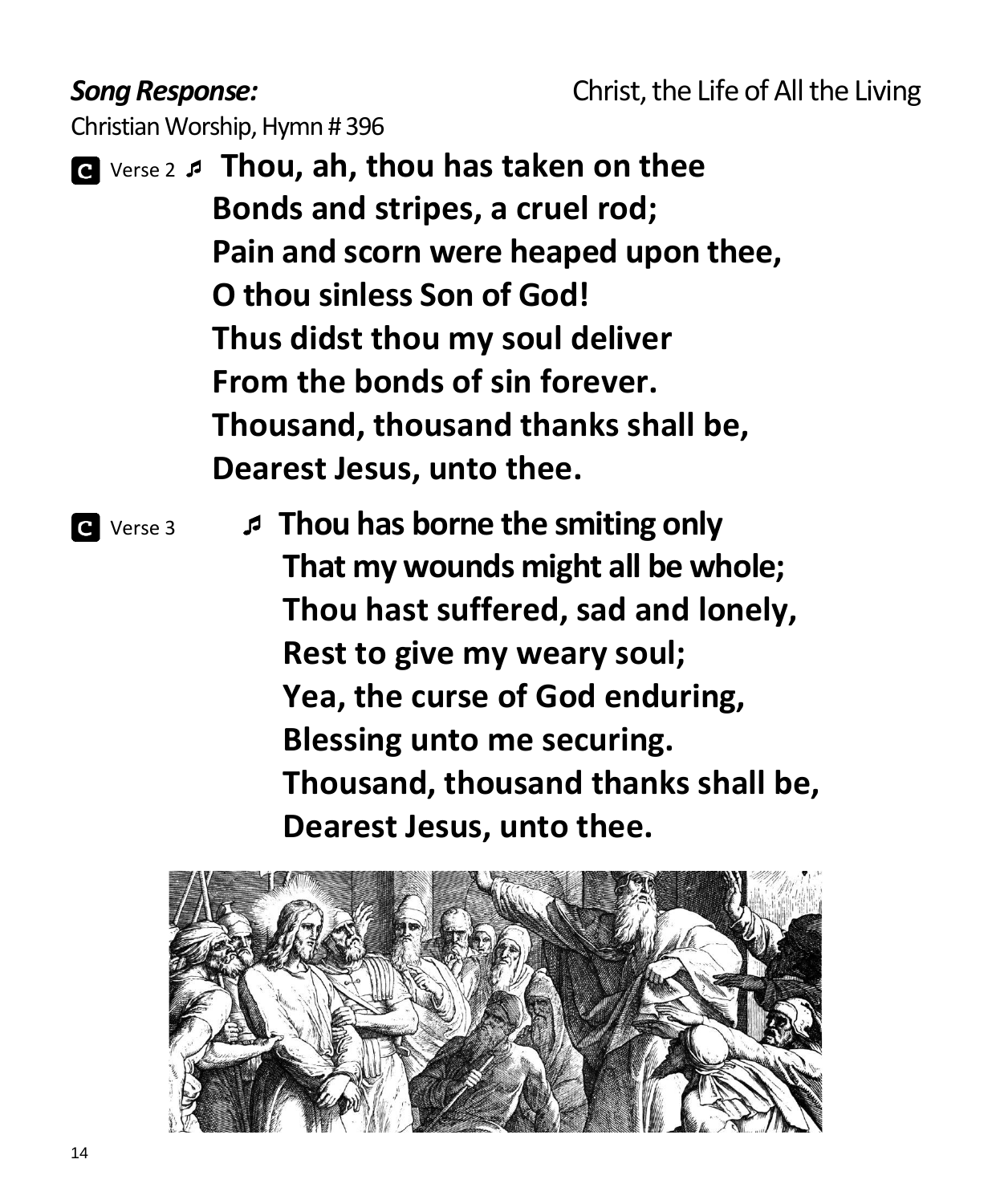***Song Response:*** Christ, the Life of All the Living

Christian Worship, Hymn # 396

**C** Verse 2 ♬ **Thou, ah, thou has taken on thee**
**Bonds and stripes, a cruel rod;**
**Pain and scorn were heaped upon thee,**
**O thou sinless Son of God!**
**Thus didst thou my soul deliver**
**From the bonds of sin forever.**
**Thousand, thousand thanks shall be,**
**Dearest Jesus, unto thee.**

**C** Verse 3 ♬ **Thou has borne the smiting only**
**That my wounds might all be whole;**
**Thou hast suffered, sad and lonely,**
**Rest to give my weary soul;**
**Yea, the curse of God enduring,**
**Blessing unto me securing.**
**Thousand, thousand thanks shall be,**
**Dearest Jesus, unto thee.**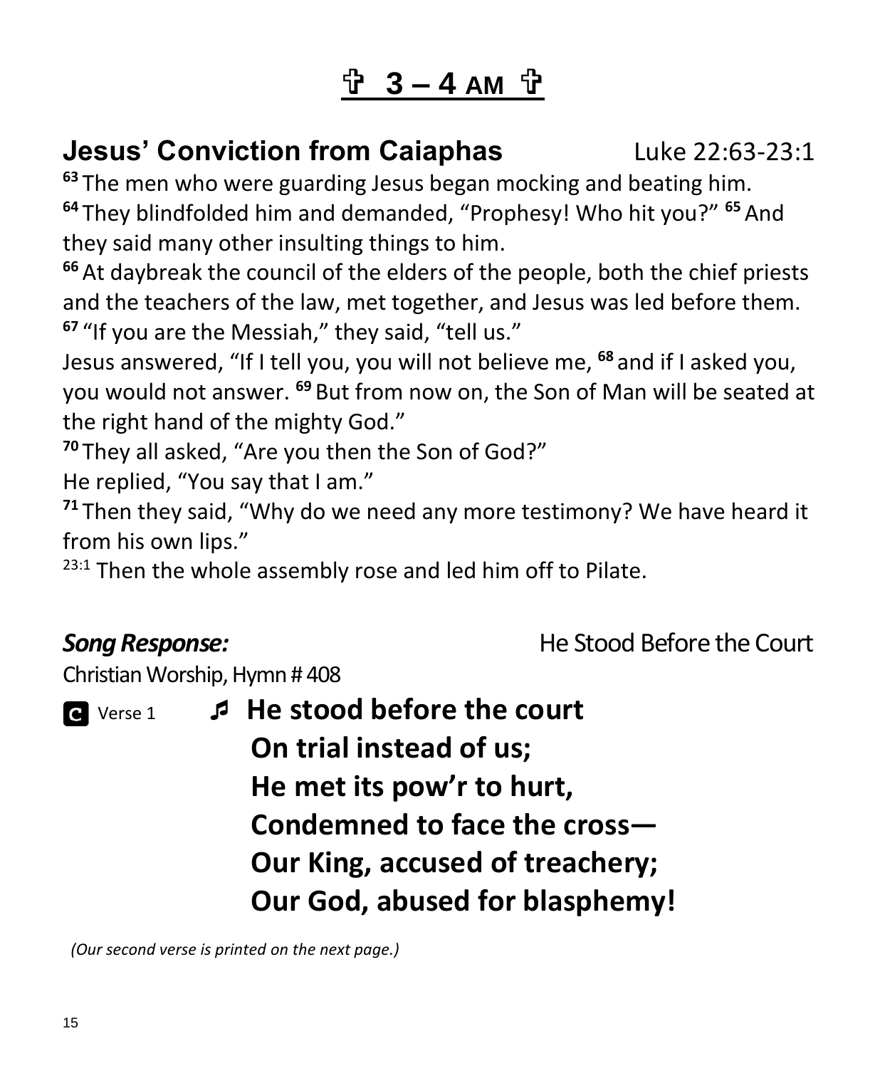# ✞ 3 – 4 AM ✞

## Jesus' Conviction from Caiaphas Luke 22:63-23:1

**63** The men who were guarding Jesus began mocking and beating him. **64** They blindfolded him and demanded, "Prophesy! Who hit you?" **65** And they said many other insulting things to him.

**66** At daybreak the council of the elders of the people, both the chief priests and the teachers of the law, met together, and Jesus was led before them. **67** "If you are the Messiah," they said, "tell us."

Jesus answered, "If I tell you, you will not believe me, **68** and if I asked you, you would not answer. **69** But from now on, the Son of Man will be seated at the right hand of the mighty God."

**70** They all asked, "Are you then the Son of God?"

He replied, "You say that I am."

**71** Then they said, "Why do we need any more testimony? We have heard it from his own lips."

23:1 Then the whole assembly rose and led him off to Pilate.

***Song Response:*** He Stood Before the Court

Christian Worship, Hymn # 408

**C** Verse 1 ♬ **He stood before the court**
**On trial instead of us;**
**He met its pow'r to hurt,**
**Condemned to face the cross—**
**Our King, accused of treachery;**
**Our God, abused for blasphemy!**

*(Our second verse is printed on the next page.)*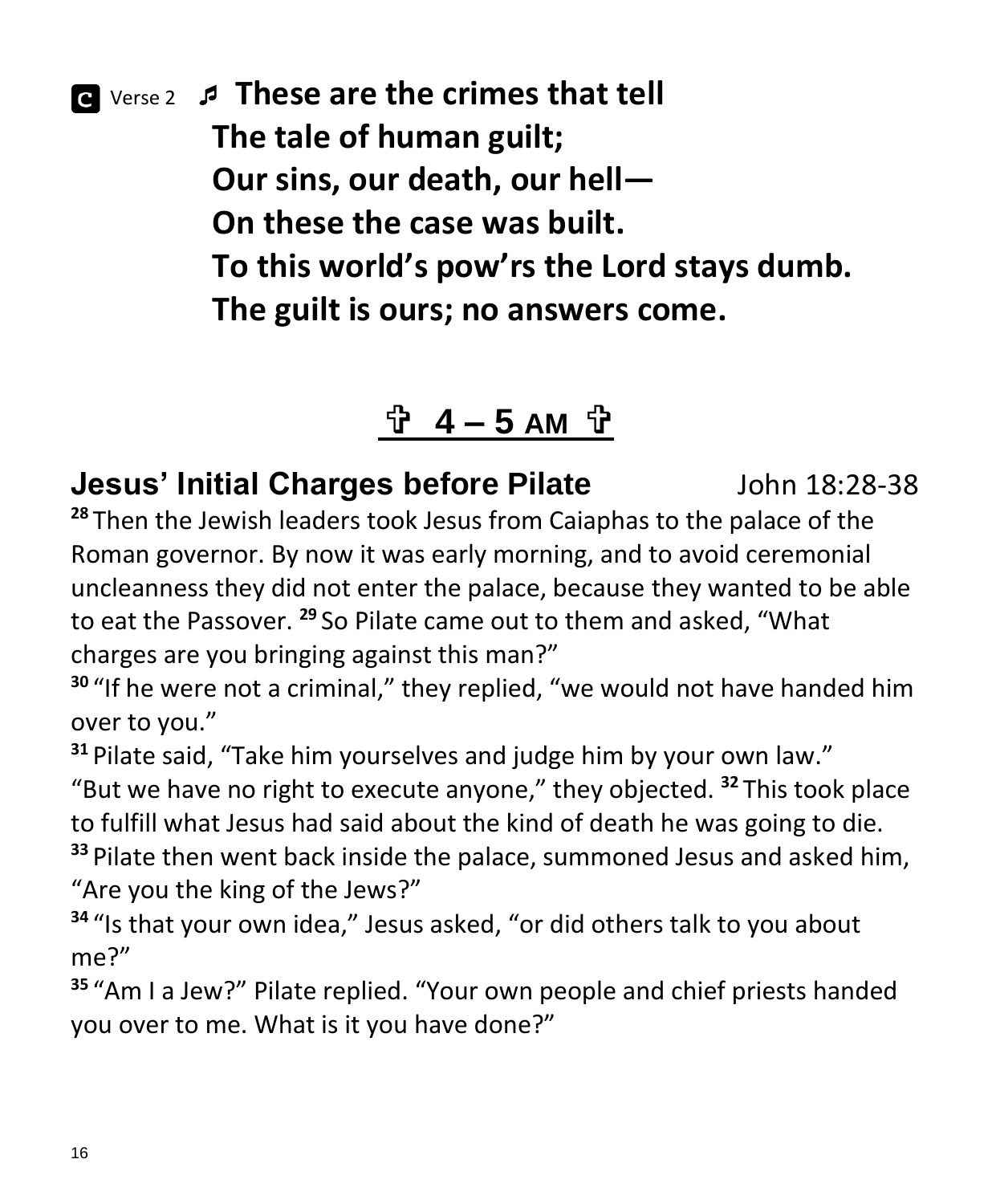**C** Verse 2 ♪ **These are the crimes that tell**
**The tale of human guilt;**
**Our sins, our death, our hell—**
**On these the case was built.**
**To this world's pow'rs the Lord stays dumb.**
**The guilt is ours; no answers come.**

## ✞ 4 – 5 AM ✞

### Jesus' Initial Charges before Pilate — John 18:28-38

**28** Then the Jewish leaders took Jesus from Caiaphas to the palace of the Roman governor. By now it was early morning, and to avoid ceremonial uncleanness they did not enter the palace, because they wanted to be able to eat the Passover. **29** So Pilate came out to them and asked, "What charges are you bringing against this man?"

**30** "If he were not a criminal," they replied, "we would not have handed him over to you."

**31** Pilate said, "Take him yourselves and judge him by your own law."

"But we have no right to execute anyone," they objected. **32** This took place to fulfill what Jesus had said about the kind of death he was going to die.

**33** Pilate then went back inside the palace, summoned Jesus and asked him, "Are you the king of the Jews?"

**34** "Is that your own idea," Jesus asked, "or did others talk to you about me?"

**35** "Am I a Jew?" Pilate replied. "Your own people and chief priests handed you over to me. What is it you have done?"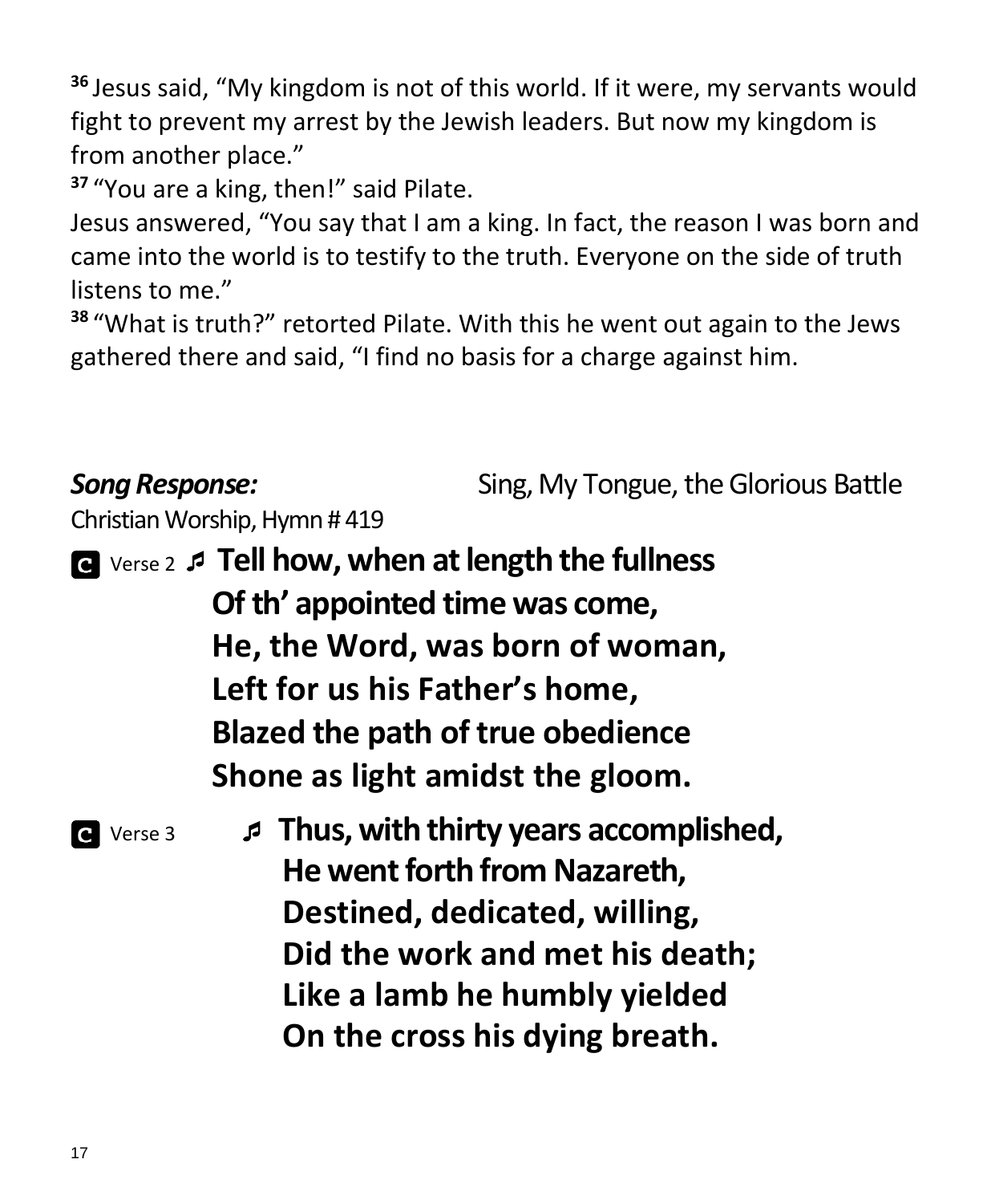[36] Jesus said, "My kingdom is not of this world. If it were, my servants would fight to prevent my arrest by the Jewish leaders. But now my kingdom is from another place."
[37] "You are a king, then!" said Pilate.
Jesus answered, "You say that I am a king. In fact, the reason I was born and came into the world is to testify to the truth. Everyone on the side of truth listens to me."
[38] "What is truth?" retorted Pilate. With this he went out again to the Jews gathered there and said, "I find no basis for a charge against him.

***Song Response:*** Sing, My Tongue, the Glorious Battle
Christian Worship, Hymn # 419

C Verse 2 ♬ **Tell how, when at length the fullness**
**Of th' appointed time was come,**
**He, the Word, was born of woman,**
**Left for us his Father's home,**
**Blazed the path of true obedience**
**Shone as light amidst the gloom.**

C Verse 3 ♬ **Thus, with thirty years accomplished,**
**He went forth from Nazareth,**
**Destined, dedicated, willing,**
**Did the work and met his death;**
**Like a lamb he humbly yielded**
**On the cross his dying breath.**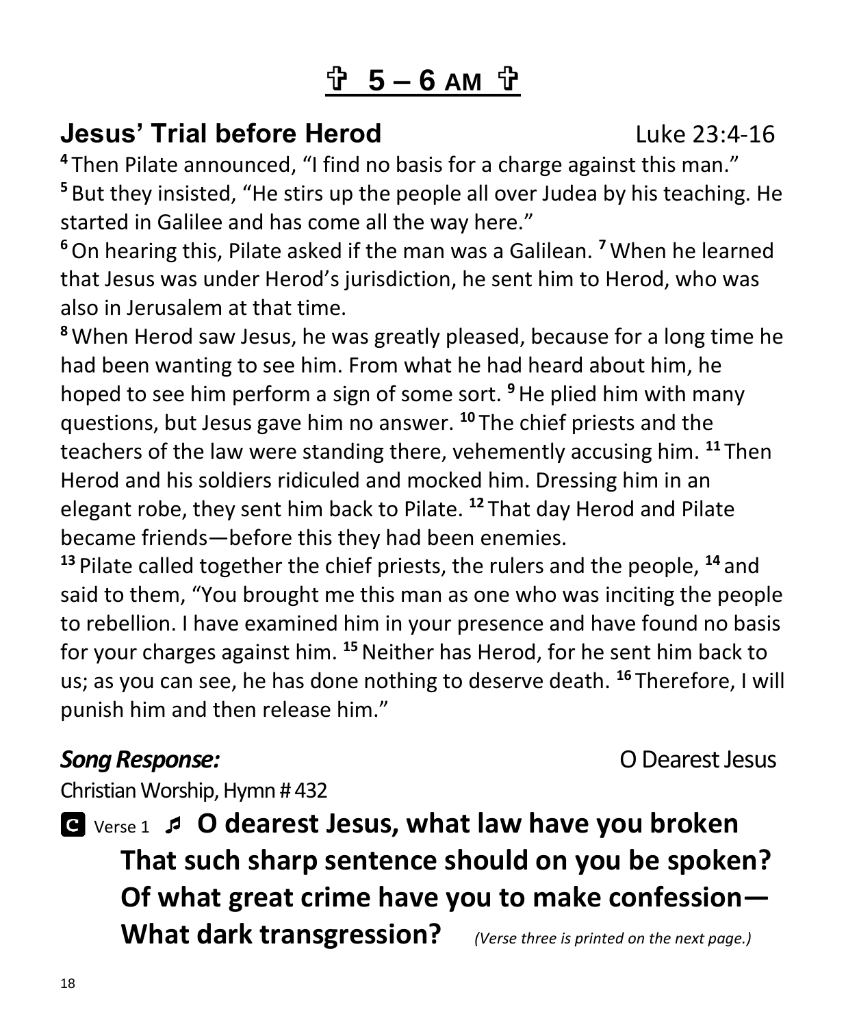# ✞ 5 – 6 AM ✞

## Jesus' Trial before Herod

Luke 23:4-16

[4] Then Pilate announced, "I find no basis for a charge against this man." [5] But they insisted, "He stirs up the people all over Judea by his teaching. He started in Galilee and has come all the way here."
[6] On hearing this, Pilate asked if the man was a Galilean. [7] When he learned that Jesus was under Herod's jurisdiction, he sent him to Herod, who was also in Jerusalem at that time.
[8] When Herod saw Jesus, he was greatly pleased, because for a long time he had been wanting to see him. From what he had heard about him, he hoped to see him perform a sign of some sort. [9] He plied him with many questions, but Jesus gave him no answer. [10] The chief priests and the teachers of the law were standing there, vehemently accusing him. [11] Then Herod and his soldiers ridiculed and mocked him. Dressing him in an elegant robe, they sent him back to Pilate. [12] That day Herod and Pilate became friends—before this they had been enemies.
[13] Pilate called together the chief priests, the rulers and the people, [14] and said to them, "You brought me this man as one who was inciting the people to rebellion. I have examined him in your presence and have found no basis for your charges against him. [15] Neither has Herod, for he sent him back to us; as you can see, he has done nothing to deserve death. [16] Therefore, I will punish him and then release him."

***Song Response:*** O Dearest Jesus
Christian Worship, Hymn # 432

**C** Verse 1 ♫ **O dearest Jesus, what law have you broken**
**That such sharp sentence should on you be spoken?**
**Of what great crime have you to make confession—**
**What dark transgression?** *(Verse three is printed on the next page.)*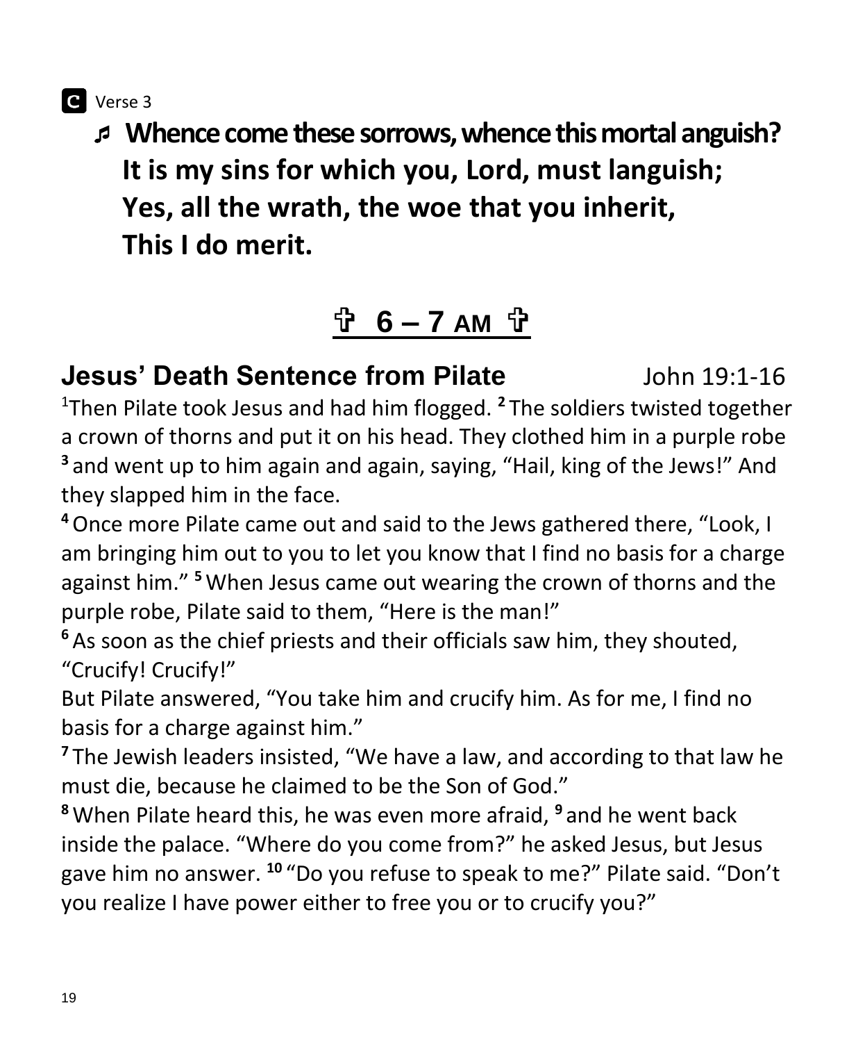**C** Verse 3

♬ **Whence come these sorrows, whence this mortal anguish?**
**It is my sins for which you, Lord, must languish;**
**Yes, all the wrath, the woe that you inherit,**
**This I do merit.**

## ✞ 6 – 7 AM ✞

## Jesus' Death Sentence from Pilate John 19:1-16

[1]Then Pilate took Jesus and had him flogged. [2] The soldiers twisted together a crown of thorns and put it on his head. They clothed him in a purple robe [3] and went up to him again and again, saying, "Hail, king of the Jews!" And they slapped him in the face.

[4] Once more Pilate came out and said to the Jews gathered there, "Look, I am bringing him out to you to let you know that I find no basis for a charge against him." [5] When Jesus came out wearing the crown of thorns and the purple robe, Pilate said to them, "Here is the man!"

[6] As soon as the chief priests and their officials saw him, they shouted, "Crucify! Crucify!"

But Pilate answered, "You take him and crucify him. As for me, I find no basis for a charge against him."

[7] The Jewish leaders insisted, "We have a law, and according to that law he must die, because he claimed to be the Son of God."

[8] When Pilate heard this, he was even more afraid, [9] and he went back inside the palace. "Where do you come from?" he asked Jesus, but Jesus gave him no answer. [10] "Do you refuse to speak to me?" Pilate said. "Don't you realize I have power either to free you or to crucify you?"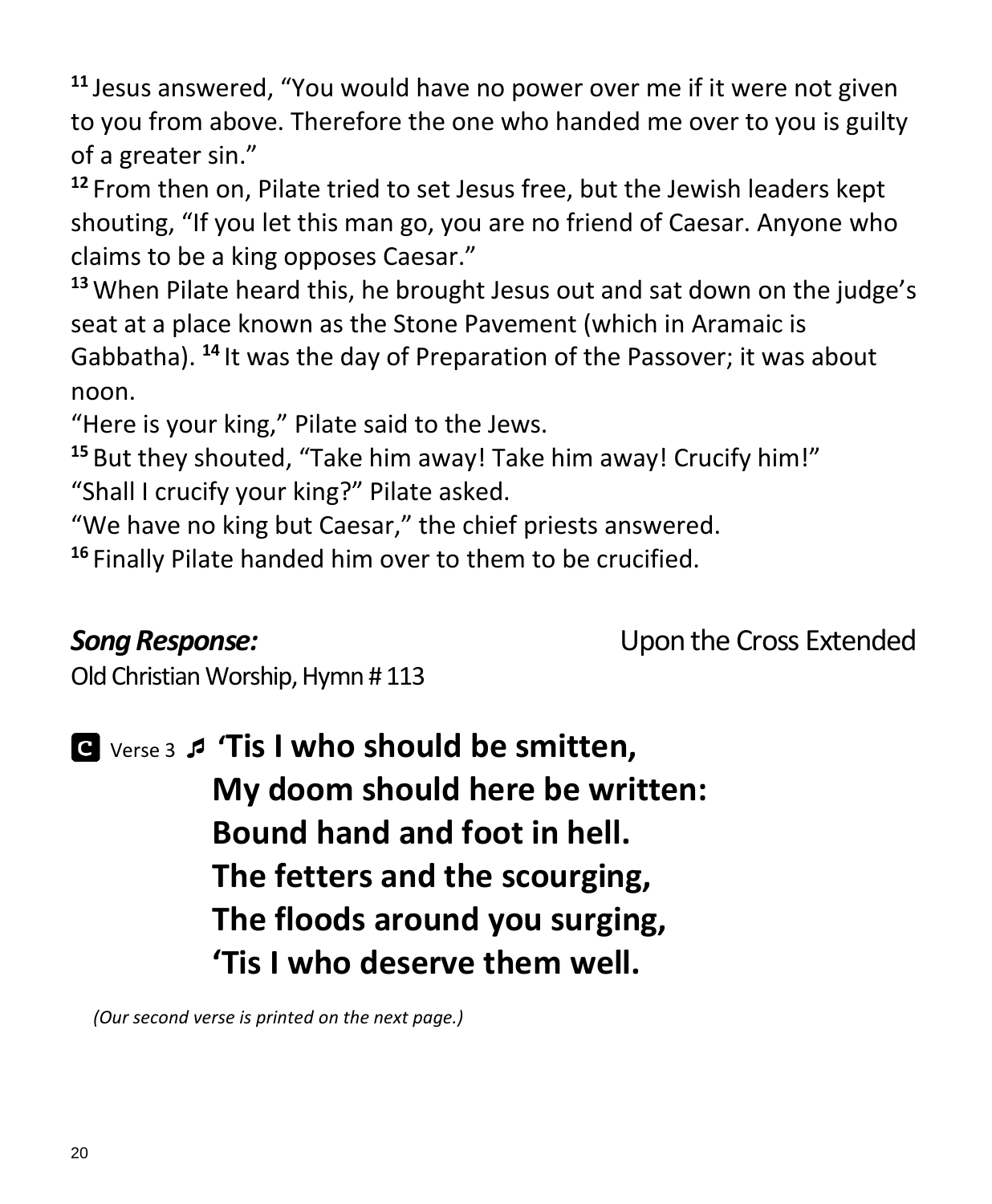[11] Jesus answered, "You would have no power over me if it were not given to you from above. Therefore the one who handed me over to you is guilty of a greater sin."
[12] From then on, Pilate tried to set Jesus free, but the Jewish leaders kept shouting, "If you let this man go, you are no friend of Caesar. Anyone who claims to be a king opposes Caesar."
[13] When Pilate heard this, he brought Jesus out and sat down on the judge's seat at a place known as the Stone Pavement (which in Aramaic is Gabbatha). [14] It was the day of Preparation of the Passover; it was about noon.
"Here is your king," Pilate said to the Jews.
[15] But they shouted, "Take him away! Take him away! Crucify him!"
"Shall I crucify your king?" Pilate asked.
"We have no king but Caesar," the chief priests answered.
[16] Finally Pilate handed him over to them to be crucified.

***Song Response:*** Upon the Cross Extended
Old Christian Worship, Hymn # 113

**C** Verse 3 ♬ **'Tis I who should be smitten,**
**My doom should here be written:**
**Bound hand and foot in hell.**
**The fetters and the scourging,**
**The floods around you surging,**
**'Tis I who deserve them well.**

*(Our second verse is printed on the next page.)*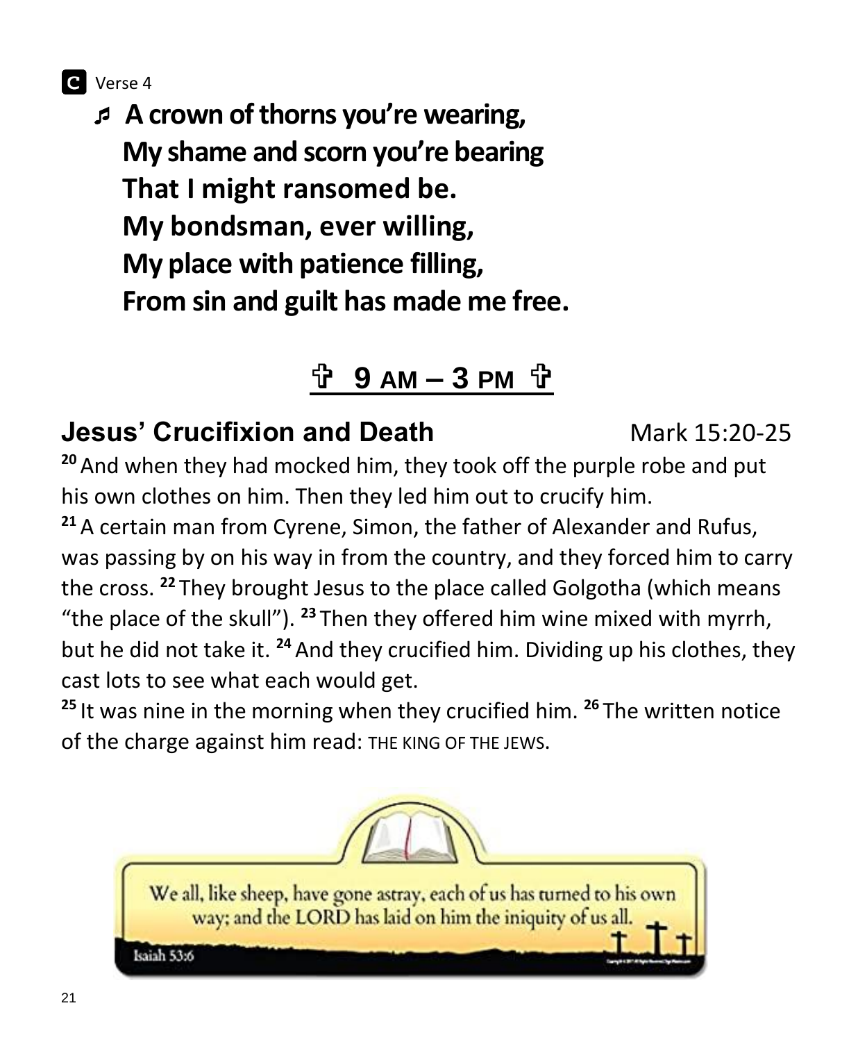**C** Verse 4

♬ **A crown of thorns you're wearing,**
**My shame and scorn you're bearing**
**That I might ransomed be.**
**My bondsman, ever willing,**
**My place with patience filling,**
**From sin and guilt has made me free.**

## ✞ 9 AM – 3 PM ✞

### Jesus' Crucifixion and Death — Mark 15:20-25

[20] And when they had mocked him, they took off the purple robe and put his own clothes on him. Then they led him out to crucify him.
[21] A certain man from Cyrene, Simon, the father of Alexander and Rufus, was passing by on his way in from the country, and they forced him to carry the cross. [22] They brought Jesus to the place called Golgotha (which means "the place of the skull"). [23] Then they offered him wine mixed with myrrh, but he did not take it. [24] And they crucified him. Dividing up his clothes, they cast lots to see what each would get.
[25] It was nine in the morning when they crucified him. [26] The written notice of the charge against him read: THE KING OF THE JEWS.

We all, like sheep, have gone astray, each of us has turned to his own way; and the LORD has laid on him the iniquity of us all.

Isaiah 53:6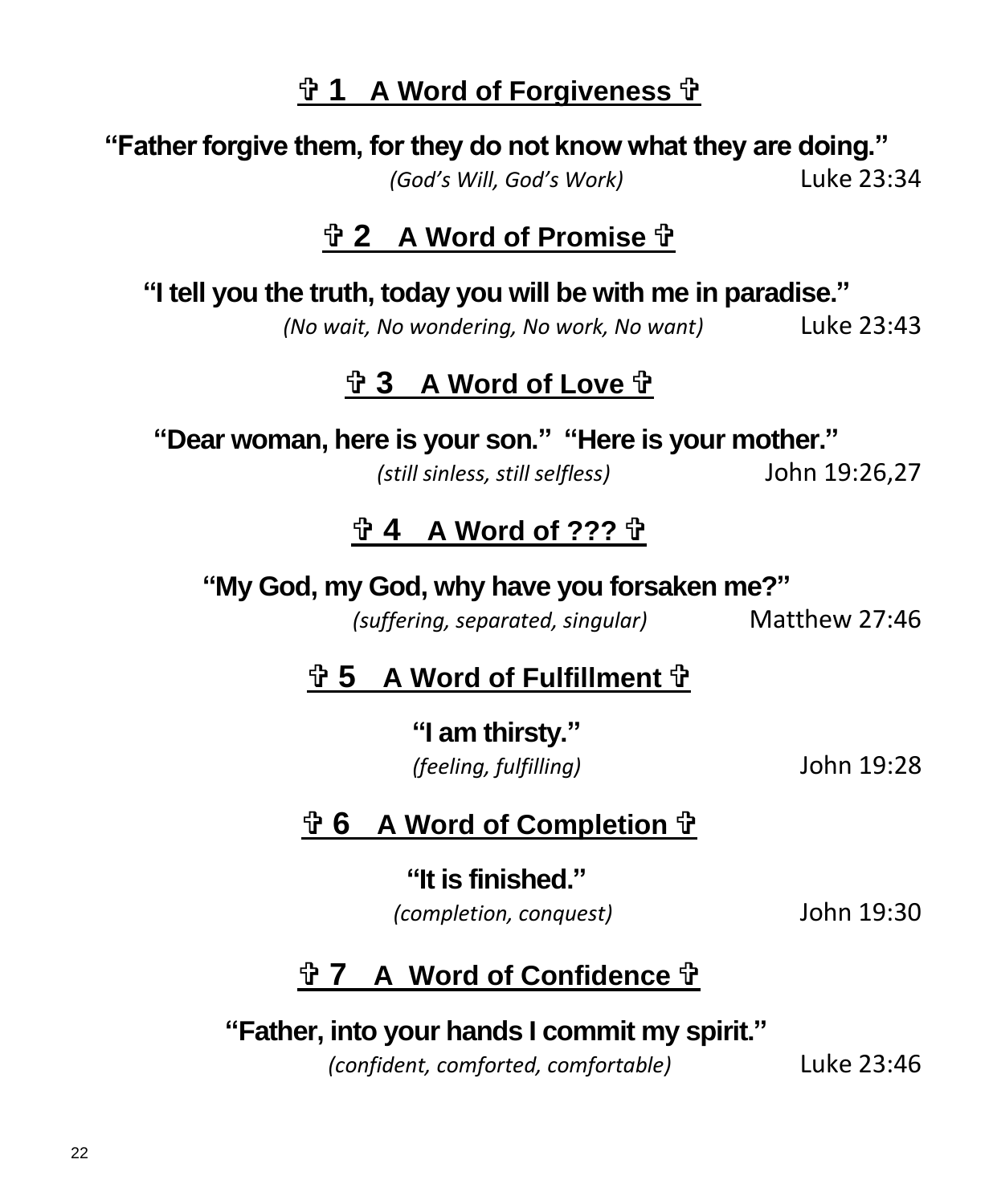## ✞ 1 A Word of Forgiveness ✞

**"Father forgive them, for they do not know what they are doing."**

*(God's Will, God's Work)* Luke 23:34

## ✞ 2 A Word of Promise ✞

**"I tell you the truth, today you will be with me in paradise."**

*(No wait, No wondering, No work, No want)* Luke 23:43

## ✞ 3 A Word of Love ✞

**"Dear woman, here is your son." "Here is your mother."**

*(still sinless, still selfless)* John 19:26,27

## ✞ 4 A Word of ??? ✞

**"My God, my God, why have you forsaken me?"**

*(suffering, separated, singular)* Matthew 27:46

## ✞ 5 A Word of Fulfillment ✞

**"I am thirsty."**

*(feeling, fulfilling)* John 19:28

## ✞ 6 A Word of Completion ✞

**"It is finished."**

*(completion, conquest)* John 19:30

## ✞ 7 A Word of Confidence ✞

**"Father, into your hands I commit my spirit."**

*(confident, comforted, comfortable)* Luke 23:46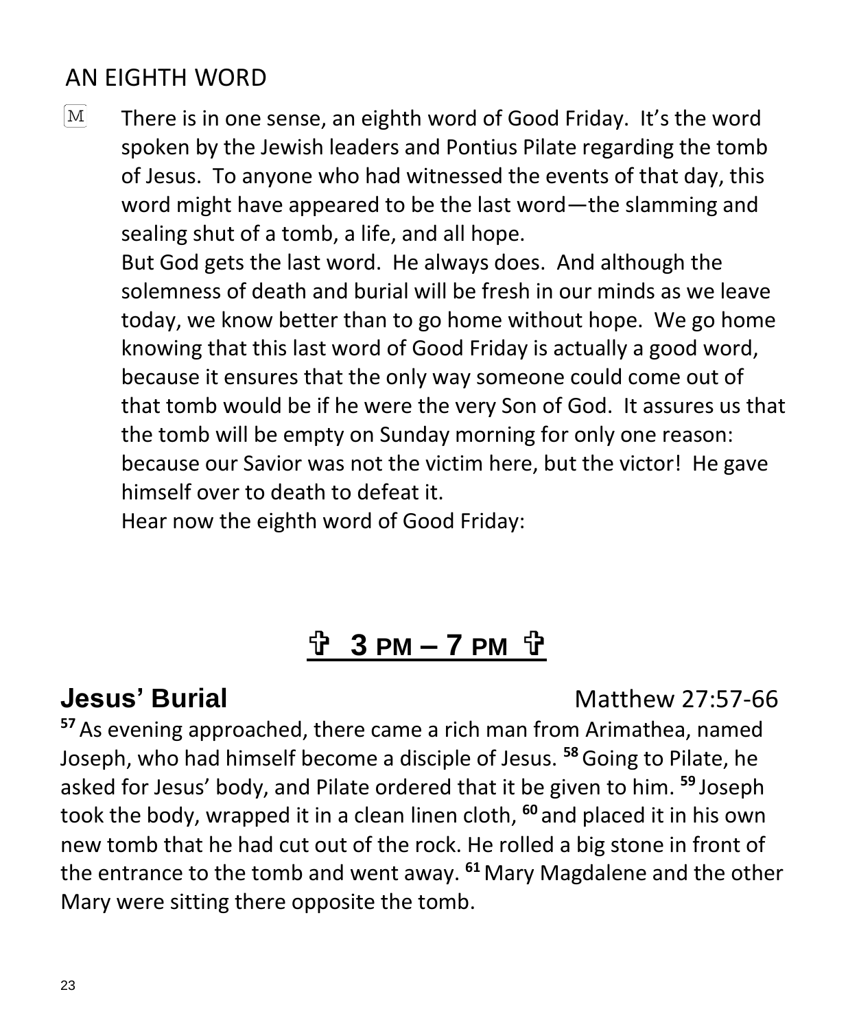## AN EIGHTH WORD

M There is in one sense, an eighth word of Good Friday. It's the word spoken by the Jewish leaders and Pontius Pilate regarding the tomb of Jesus. To anyone who had witnessed the events of that day, this word might have appeared to be the last word—the slamming and sealing shut of a tomb, a life, and all hope.

But God gets the last word. He always does. And although the solemness of death and burial will be fresh in our minds as we leave today, we know better than to go home without hope. We go home knowing that this last word of Good Friday is actually a good word, because it ensures that the only way someone could come out of that tomb would be if he were the very Son of God. It assures us that the tomb will be empty on Sunday morning for only one reason: because our Savior was not the victim here, but the victor! He gave himself over to death to defeat it.

Hear now the eighth word of Good Friday:

# ✞ 3 PM – 7 PM ✞

## Jesus' Burial — Matthew 27:57-66

[57] As evening approached, there came a rich man from Arimathea, named Joseph, who had himself become a disciple of Jesus. [58] Going to Pilate, he asked for Jesus' body, and Pilate ordered that it be given to him. [59] Joseph took the body, wrapped it in a clean linen cloth, [60] and placed it in his own new tomb that he had cut out of the rock. He rolled a big stone in front of the entrance to the tomb and went away. [61] Mary Magdalene and the other Mary were sitting there opposite the tomb.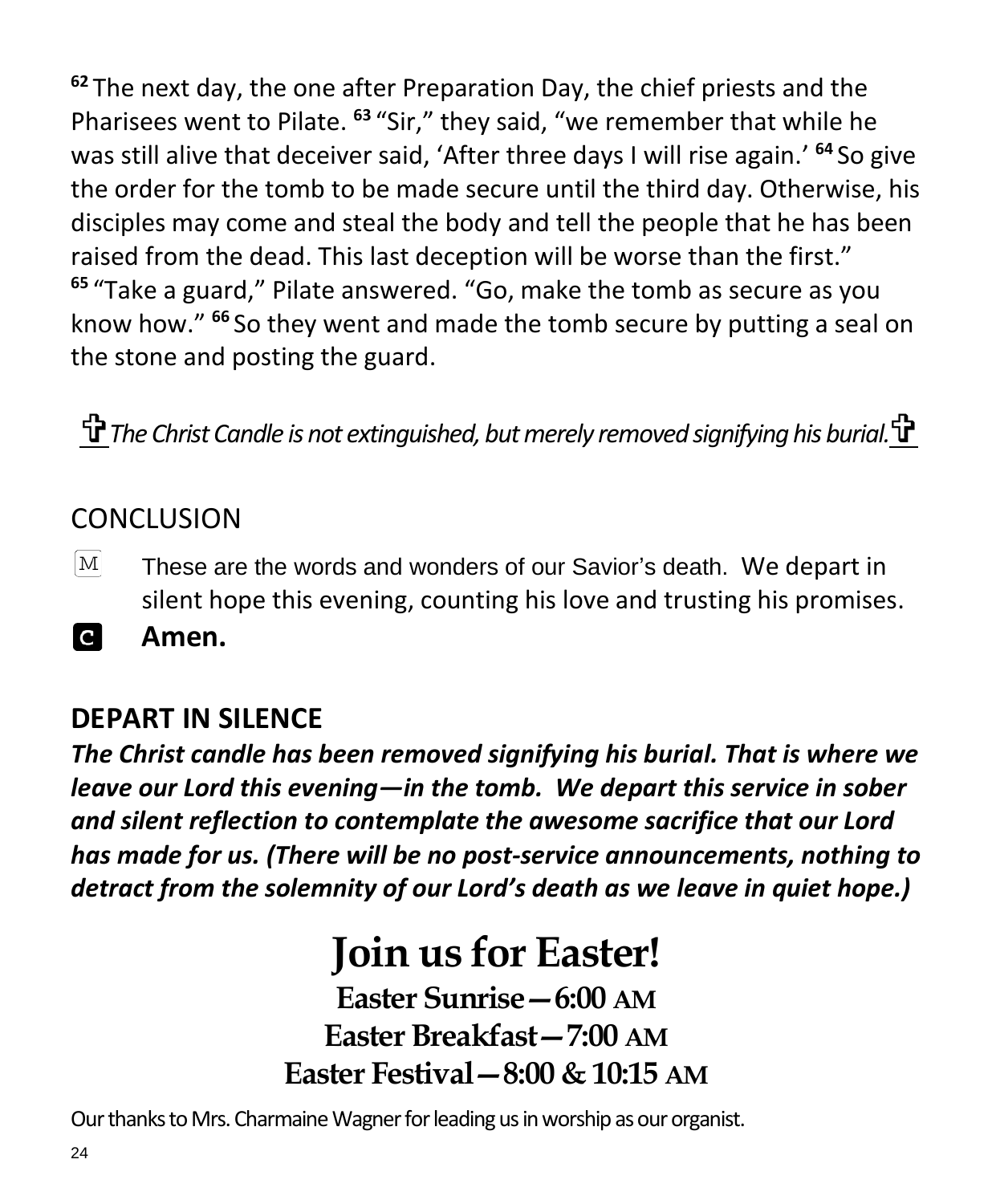[62] The next day, the one after Preparation Day, the chief priests and the Pharisees went to Pilate. [63] "Sir," they said, "we remember that while he was still alive that deceiver said, 'After three days I will rise again.' [64] So give the order for the tomb to be made secure until the third day. Otherwise, his disciples may come and steal the body and tell the people that he has been raised from the dead. This last deception will be worse than the first." [65] "Take a guard," Pilate answered. "Go, make the tomb as secure as you know how." [66] So they went and made the tomb secure by putting a seal on the stone and posting the guard.

✞ *The Christ Candle is not extinguished, but merely removed signifying his burial.* ✞

## CONCLUSION

M These are the words and wonders of our Savior's death. We depart in silent hope this evening, counting his love and trusting his promises.

C **Amen.**

## DEPART IN SILENCE

***The Christ candle has been removed signifying his burial. That is where we leave our Lord this evening—in the tomb. We depart this service in sober and silent reflection to contemplate the awesome sacrifice that our Lord has made for us. (There will be no post-service announcements, nothing to detract from the solemnity of our Lord's death as we leave in quiet hope.)***

# Join us for Easter!

**Easter Sunrise—6:00 AM**

**Easter Breakfast—7:00 AM**

**Easter Festival—8:00 & 10:15 AM**

Our thanks to Mrs. Charmaine Wagner for leading us in worship as our organist.